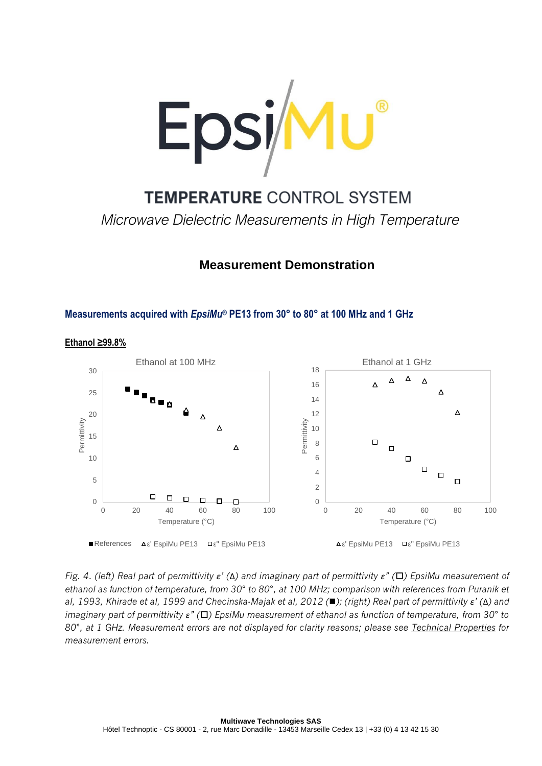# EpsiMu®

## TEMPERATURE CONTROL SYSTEM

*Microwave Dielectric Measurements in High Temperature*

### Measurement Demonstration

#### Measurements acquired with *EpsiMu*® PE13 from 30° to 80° at 100 MHz and 1 GHz

**Ethanol ≥99.8%**

*Fig. 4. (left) Real part of permittivity ε' (Δ) and imaginary part of permittivity ε" (□) EpsiMu measurement of ethanol as function of temperature, from 30° to 80°, at 100 MHz; comparison with references from Puranik et al, 1993, Khirade et al, 1999 and Checinska-Majak et al, 2012 (■); (right) Real part of permittivity ε' (Δ) and imaginary part of permittivity ε" (□) EpsiMu measurement of ethanol as function of temperature, from 30° to 80°, at 1 GHz. Measurement errors are not displayed for clarity reasons; please see Technical Properties for measurement errors.*

**Multiwave Technologies SAS**
Hôtel Technoptic - CS 80001 - 2, rue Marc Donadille - 13453 Marseille Cedex 13 | +33 (0) 4 13 42 15 30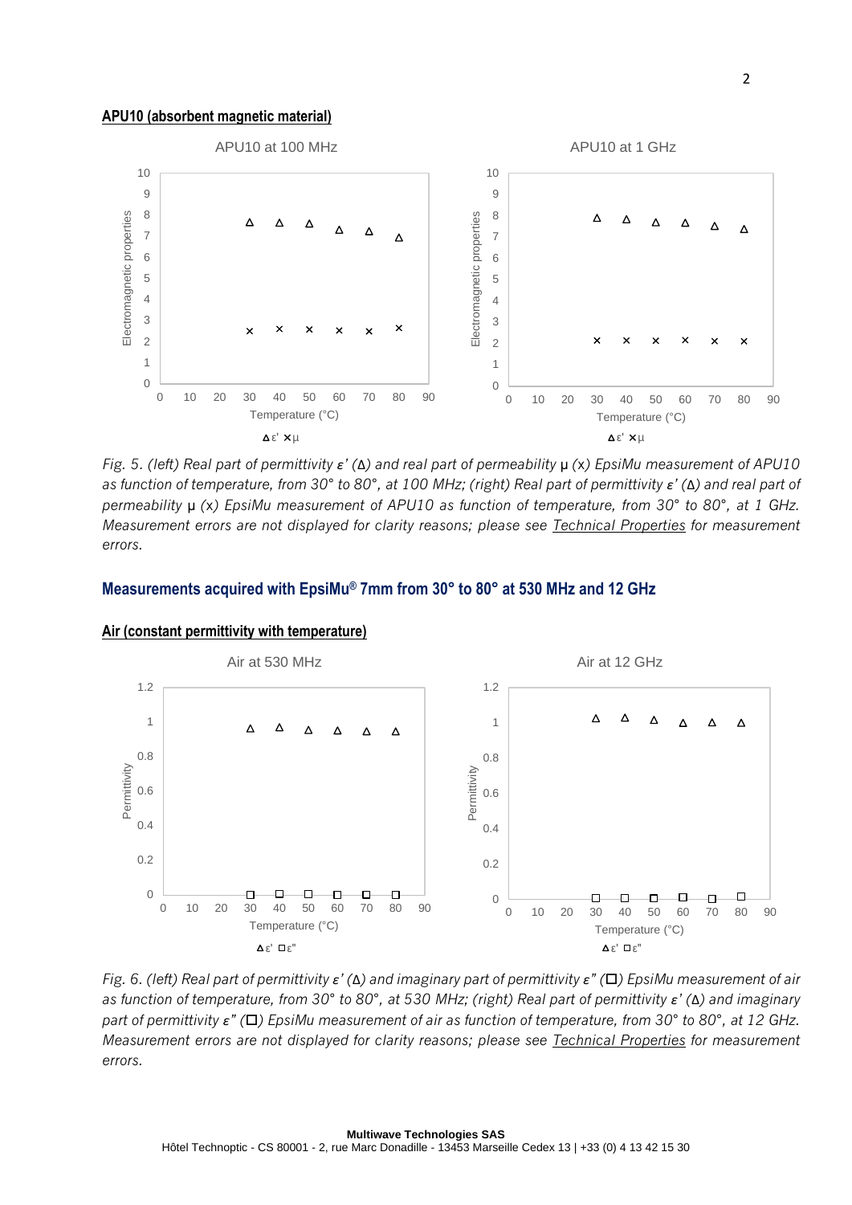**APU10 (absorbent magnetic material)**

*Fig. 5. (left) Real part of permittivity ε' (Δ) and real part of permeability μ (x) EpsiMu measurement of APU10 as function of temperature, from 30° to 80°, at 100 MHz; (right) Real part of permittivity ε' (Δ) and real part of permeability μ (x) EpsiMu measurement of APU10 as function of temperature, from 30° to 80°, at 1 GHz. Measurement errors are not displayed for clarity reasons; please see* [Technical Properties](#) *for measurement errors.*

## Measurements acquired with EpsiMu® 7mm from 30° to 80° at 530 MHz and 12 GHz

**Air (constant permittivity with temperature)**

*Fig. 6. (left) Real part of permittivity ε' (Δ) and imaginary part of permittivity ε" (□) EpsiMu measurement of air as function of temperature, from 30° to 80°, at 530 MHz; (right) Real part of permittivity ε' (Δ) and imaginary part of permittivity ε" (□) EpsiMu measurement of air as function of temperature, from 30° to 80°, at 12 GHz. Measurement errors are not displayed for clarity reasons; please see* [Technical Properties](#) *for measurement errors.*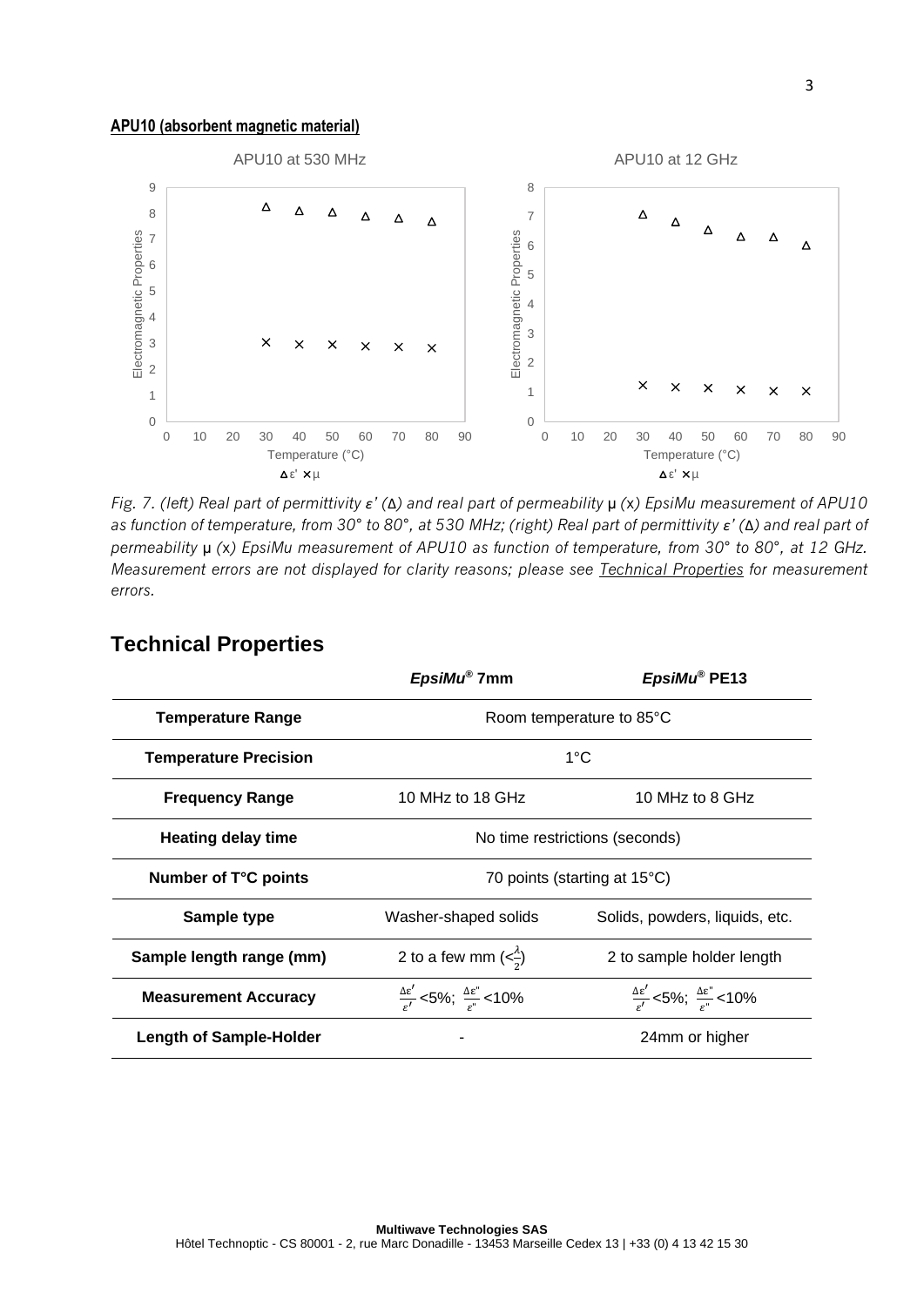**APU10 (absorbent magnetic material)**

APU10 at 530 MHz

Electromagnetic Properties

9
8
7
6
5
4
3
2
1
0

0 10 20 30 40 50 60 70 80 90

Temperature (°C)

Δ ε' × μ

APU10 at 12 GHz

Electromagnetic Properties

8
7
6
5
4
3
2
1
0

0 10 20 30 40 50 60 70 80 90

Temperature (°C)

Δ ε' × μ

*Fig. 7. (left) Real part of permittivity ε' (Δ) and real part of permeability μ (x) EpsiMu measurement of APU10 as function of temperature, from 30° to 80°, at 530 MHz; (right) Real part of permittivity ε' (Δ) and real part of permeability μ (x) EpsiMu measurement of APU10 as function of temperature, from 30° to 80°, at 12 GHz. Measurement errors are not displayed for clarity reasons; please see Technical Properties for measurement errors.*

## Technical Properties

| | *EpsiMu®* 7mm | *EpsiMu®* PE13 |
|---|---|---|
| **Temperature Range** | Room temperature to 85°C | |
| **Temperature Precision** | 1°C | |
| **Frequency Range** | 10 MHz to 18 GHz | 10 MHz to 8 GHz |
| **Heating delay time** | No time restrictions (seconds) | |
| **Number of T°C points** | 70 points (starting at 15°C) | |
| **Sample type** | Washer-shaped solids | Solids, powders, liquids, etc. |
| **Sample length range (mm)** | 2 to a few mm ($<\frac{\lambda}{2}$) | 2 to sample holder length |
| **Measurement Accuracy** | $\frac{\Delta\varepsilon'}{\varepsilon'}<5\%$; $\frac{\Delta\varepsilon''}{\varepsilon''}<10\%$ | $\frac{\Delta\varepsilon'}{\varepsilon'}<5\%$; $\frac{\Delta\varepsilon''}{\varepsilon''}<10\%$ |
| **Length of Sample-Holder** | - | 24mm or higher |

**Multiwave Technologies SAS**
Hôtel Technoptic - CS 80001 - 2, rue Marc Donadille - 13453 Marseille Cedex 13 | +33 (0) 4 13 42 15 30